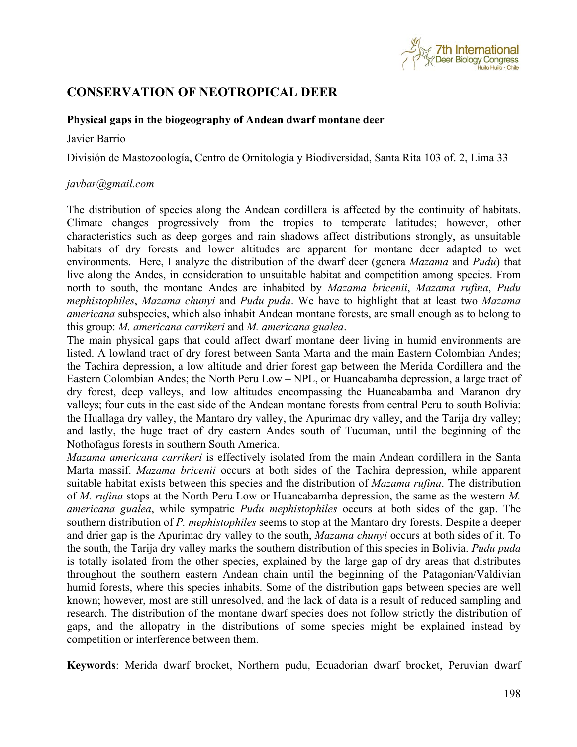# CONSERVATION OF NEOTROPICAL DEER

### Physical gaps in the biogeography of Andean dwarf montane deer

Javier Barrio

División de Mastozoología, Centro de Ornitología y Biodiversidad, Santa Rita 103 of. 2, Lima 33

*javbar@gmail.com*

The distribution of species along the Andean cordillera is affected by the continuity of habitats. Climate changes progressively from the tropics to temperate latitudes; however, other characteristics such as deep gorges and rain shadows affect distributions strongly, as unsuitable habitats of dry forests and lower altitudes are apparent for montane deer adapted to wet environments. Here, I analyze the distribution of the dwarf deer (genera *Mazama* and *Pudu*) that live along the Andes, in consideration to unsuitable habitat and competition among species. From north to south, the montane Andes are inhabited by *Mazama bricenii*, *Mazama rufina*, *Pudu mephistophiles*, *Mazama chunyi* and *Pudu puda*. We have to highlight that at least two *Mazama americana* subspecies, which also inhabit Andean montane forests, are small enough as to belong to this group: *M. americana carrikeri* and *M. americana gualea*.

The main physical gaps that could affect dwarf montane deer living in humid environments are listed. A lowland tract of dry forest between Santa Marta and the main Eastern Colombian Andes; the Tachira depression, a low altitude and drier forest gap between the Merida Cordillera and the Eastern Colombian Andes; the North Peru Low – NPL, or Huancabamba depression, a large tract of dry forest, deep valleys, and low altitudes encompassing the Huancabamba and Maranon dry valleys; four cuts in the east side of the Andean montane forests from central Peru to south Bolivia: the Huallaga dry valley, the Mantaro dry valley, the Apurimac dry valley, and the Tarija dry valley; and lastly, the huge tract of dry eastern Andes south of Tucuman, until the beginning of the Nothofagus forests in southern South America.

*Mazama americana carrikeri* is effectively isolated from the main Andean cordillera in the Santa Marta massif. *Mazama bricenii* occurs at both sides of the Tachira depression, while apparent suitable habitat exists between this species and the distribution of *Mazama rufina*. The distribution of *M. rufina* stops at the North Peru Low or Huancabamba depression, the same as the western *M. americana gualea*, while sympatric *Pudu mephistophiles* occurs at both sides of the gap. The southern distribution of *P. mephistophiles* seems to stop at the Mantaro dry forests. Despite a deeper and drier gap is the Apurimac dry valley to the south, *Mazama chunyi* occurs at both sides of it. To the south, the Tarija dry valley marks the southern distribution of this species in Bolivia. *Pudu puda* is totally isolated from the other species, explained by the large gap of dry areas that distributes throughout the southern eastern Andean chain until the beginning of the Patagonian/Valdivian humid forests, where this species inhabits. Some of the distribution gaps between species are well known; however, most are still unresolved, and the lack of data is a result of reduced sampling and research. The distribution of the montane dwarf species does not follow strictly the distribution of gaps, and the allopatry in the distributions of some species might be explained instead by competition or interference between them.

**Keywords**: Merida dwarf brocket, Northern pudu, Ecuadorian dwarf brocket, Peruvian dwarf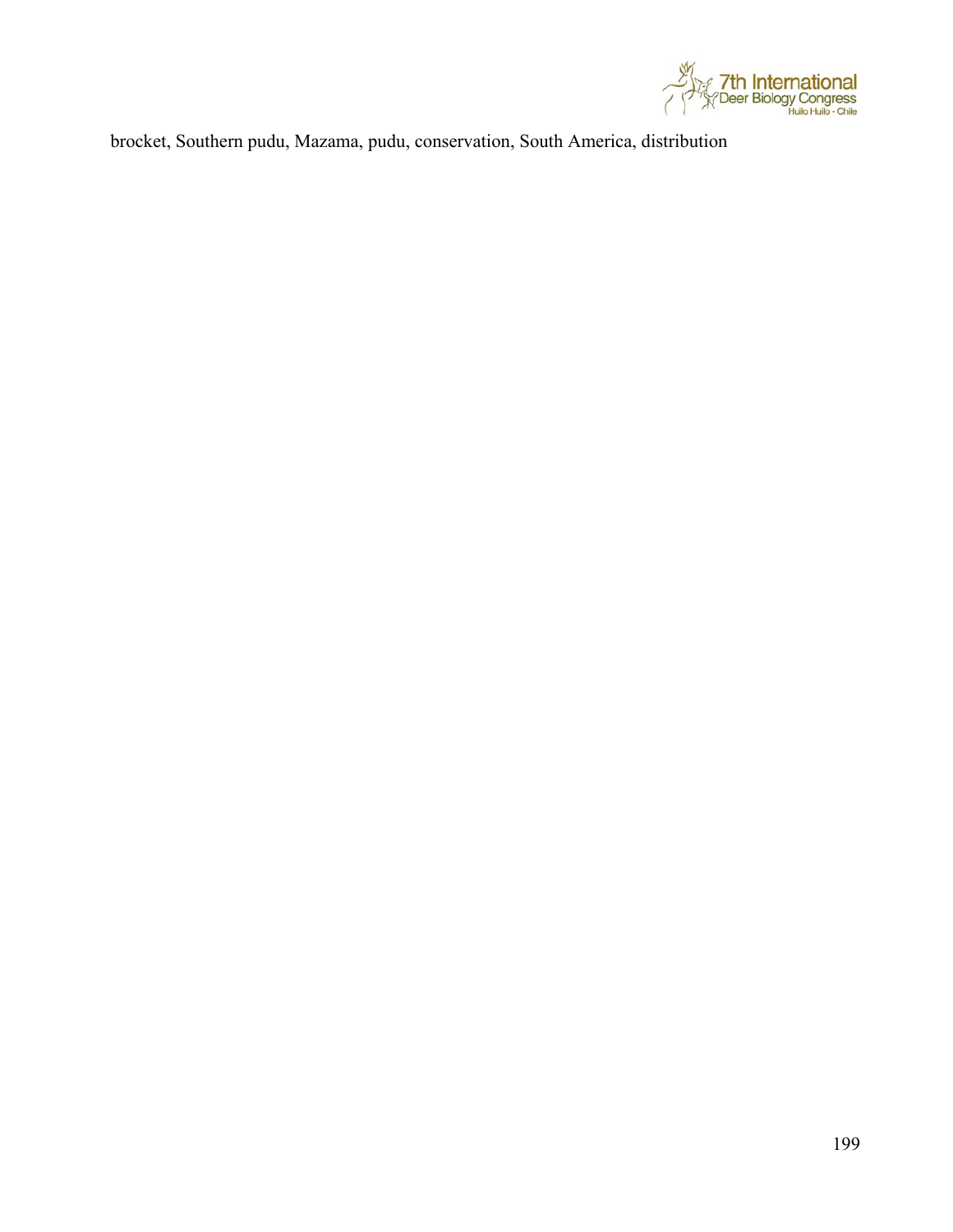brocket, Southern pudu, Mazama, pudu, conservation, South America, distribution